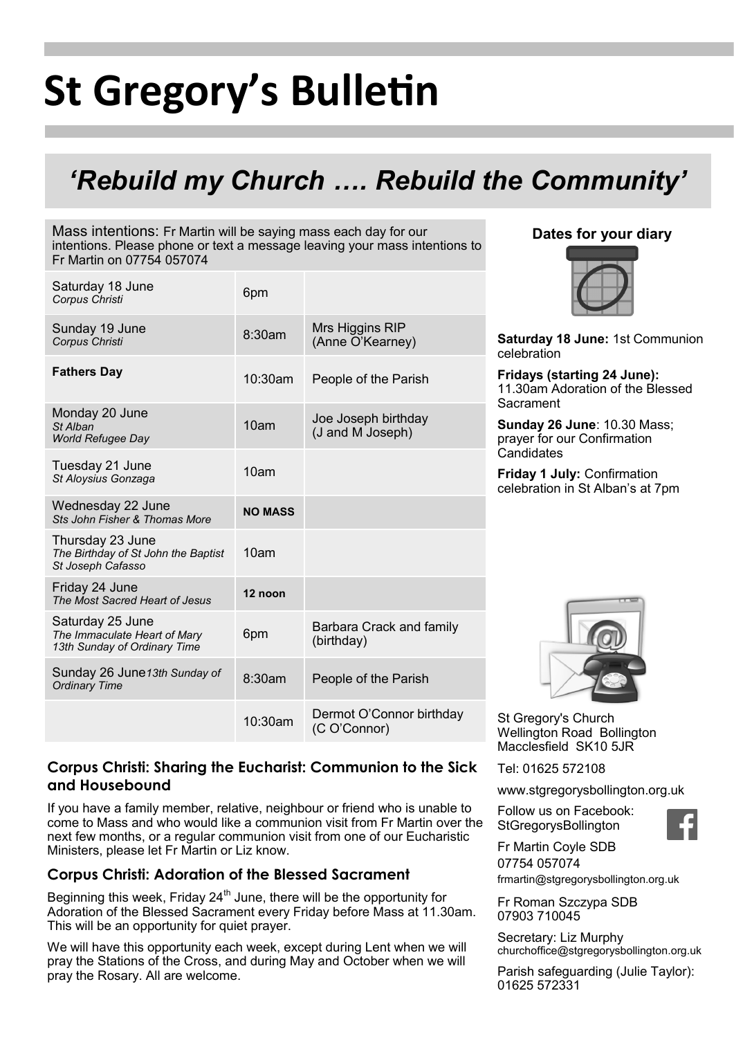# St Gregory's Bulletin

## *'Rebuild my Church …. Rebuild the Community'*

Mass intentions: Fr Martin will be saying mass each day for our intentions. Please phone or text a message leaving your mass intentions to Fr Martin on 07754 057074

| | | |
|---|---|---|
| Saturday 18 June *Corpus Christi* | 6pm | |
| Sunday 19 June *Corpus Christi* | 8:30am | Mrs Higgins RIP (Anne O'Kearney) |
| **Fathers Day** | 10:30am | People of the Parish |
| Monday 20 June *St Alban* *World Refugee Day* | 10am | Joe Joseph birthday (J and M Joseph) |
| Tuesday 21 June *St Aloysius Gonzaga* | 10am | |
| Wednesday 22 June *Sts John Fisher & Thomas More* | **NO MASS** | |
| Thursday 23 June *The Birthday of St John the Baptist* *St Joseph Cafasso* | 10am | |
| Friday 24 June *The Most Sacred Heart of Jesus* | **12 noon** | |
| Saturday 25 June *The Immaculate Heart of Mary* *13th Sunday of Ordinary Time* | 6pm | Barbara Crack and family (birthday) |
| Sunday 26 June *13th Sunday of Ordinary Time* | 8:30am | People of the Parish |
| | 10:30am | Dermot O'Connor birthday (C O'Connor) |

### Corpus Christi: Sharing the Eucharist: Communion to the Sick and Housebound

If you have a family member, relative, neighbour or friend who is unable to come to Mass and who would like a communion visit from Fr Martin over the next few months, or a regular communion visit from one of our Eucharistic Ministers, please let Fr Martin or Liz know.

### Corpus Christi: Adoration of the Blessed Sacrament

Beginning this week, Friday 24th June, there will be the opportunity for Adoration of the Blessed Sacrament every Friday before Mass at 11.30am. This will be an opportunity for quiet prayer.

We will have this opportunity each week, except during Lent when we will pray the Stations of the Cross, and during May and October when we will pray the Rosary. All are welcome.

### Dates for your diary

**Saturday 18 June:** 1st Communion celebration

**Fridays (starting 24 June):** 11.30am Adoration of the Blessed Sacrament

**Sunday 26 June**: 10.30 Mass; prayer for our Confirmation Candidates

**Friday 1 July:** Confirmation celebration in St Alban's at 7pm

St Gregory's Church
Wellington Road Bollington
Macclesfield SK10 5JR

Tel: 01625 572108

www.stgregorysbollington.org.uk

Follow us on Facebook: StGregorysBollington

Fr Martin Coyle SDB
07754 057074
frmartin@stgregorysbollington.org.uk

Fr Roman Szczypa SDB
07903 710045

Secretary: Liz Murphy
churchoffice@stgregorysbollington.org.uk

Parish safeguarding (Julie Taylor): 01625 572331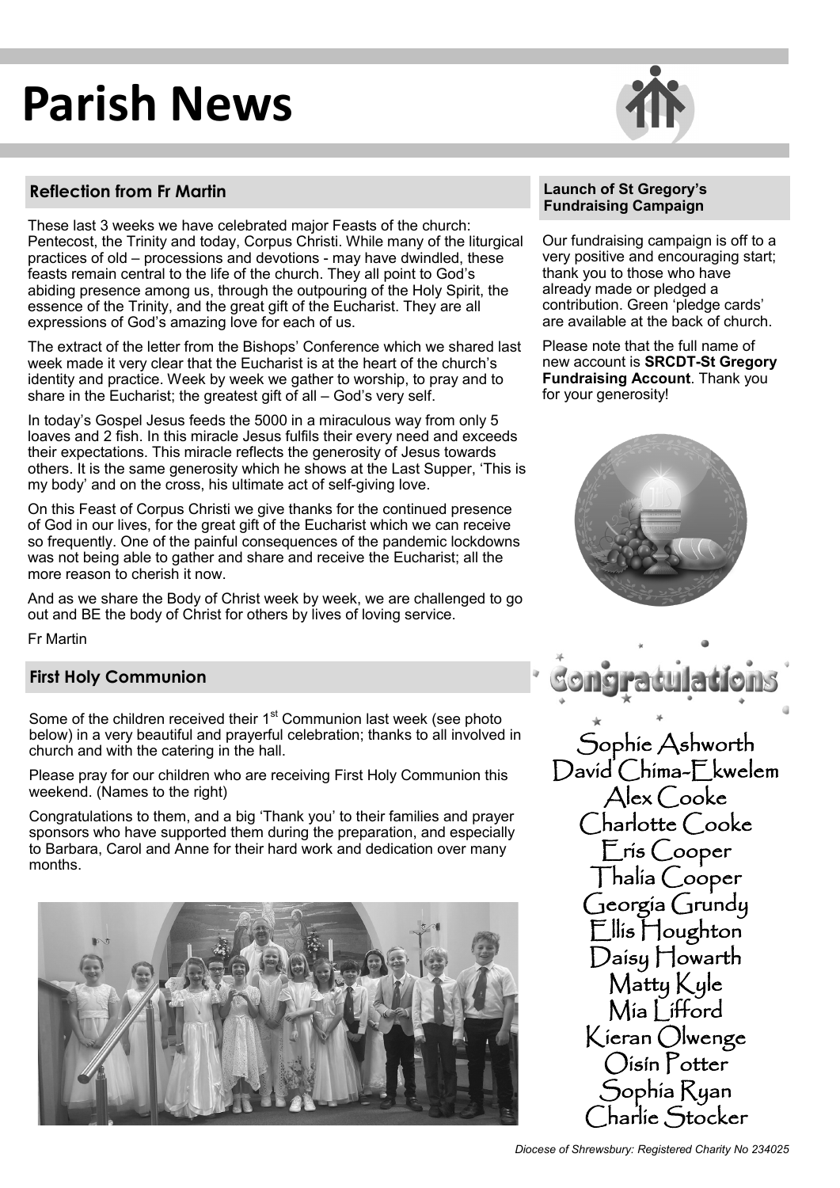# Parish News

## Reflection from Fr Martin

These last 3 weeks we have celebrated major Feasts of the church: Pentecost, the Trinity and today, Corpus Christi. While many of the liturgical practices of old – processions and devotions - may have dwindled, these feasts remain central to the life of the church. They all point to God's abiding presence among us, through the outpouring of the Holy Spirit, the essence of the Trinity, and the great gift of the Eucharist. They are all expressions of God's amazing love for each of us.

The extract of the letter from the Bishops' Conference which we shared last week made it very clear that the Eucharist is at the heart of the church's identity and practice. Week by week we gather to worship, to pray and to share in the Eucharist; the greatest gift of all – God's very self.

In today's Gospel Jesus feeds the 5000 in a miraculous way from only 5 loaves and 2 fish. In this miracle Jesus fulfils their every need and exceeds their expectations. This miracle reflects the generosity of Jesus towards others. It is the same generosity which he shows at the Last Supper, 'This is my body' and on the cross, his ultimate act of self-giving love.

On this Feast of Corpus Christi we give thanks for the continued presence of God in our lives, for the great gift of the Eucharist which we can receive so frequently. One of the painful consequences of the pandemic lockdowns was not being able to gather and share and receive the Eucharist; all the more reason to cherish it now.

And as we share the Body of Christ week by week, we are challenged to go out and BE the body of Christ for others by lives of loving service.

Fr Martin

## First Holy Communion

Some of the children received their 1st Communion last week (see photo below) in a very beautiful and prayerful celebration; thanks to all involved in church and with the catering in the hall.

Please pray for our children who are receiving First Holy Communion this weekend. (Names to the right)

Congratulations to them, and a big 'Thank you' to their families and prayer sponsors who have supported them during the preparation, and especially to Barbara, Carol and Anne for their hard work and dedication over many months.

## Launch of St Gregory's Fundraising Campaign

Our fundraising campaign is off to a very positive and encouraging start; thank you to those who have already made or pledged a contribution. Green 'pledge cards' are available at the back of church.

Please note that the full name of new account is **SRCDT-St Gregory Fundraising Account**. Thank you for your generosity!

## Congratulations

Sophie Ashworth
David Chima-Ekwelem
Alex Cooke
Charlotte Cooke
Eris Cooper
Thalia Cooper
Georgia Grundy
Ellis Houghton
Daisy Howarth
Matty Kyle
Mia Lifford
Kieran Olwenge
Oisín Potter
Sophia Ryan
Charlie Stocker

*Diocese of Shrewsbury: Registered Charity No 234025*